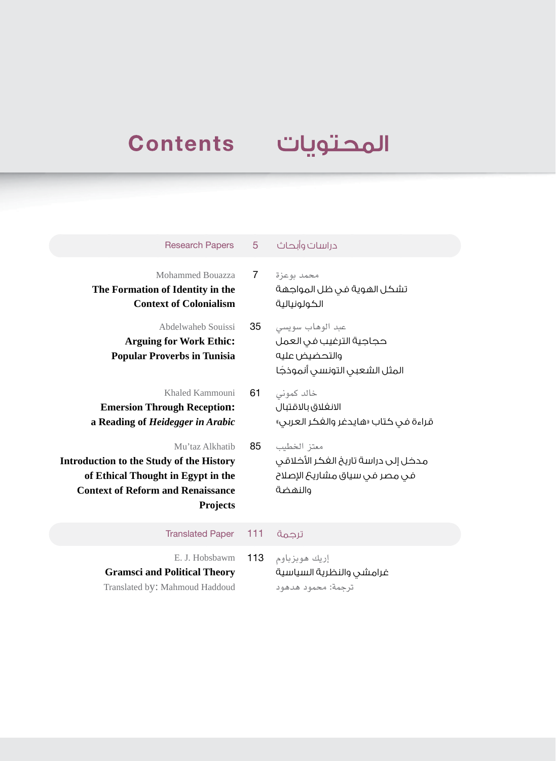# Contents المحتويات

| Research Papers | 5 | دراسات وأبحاث |
|---|---|---|
| Mohammed Bouazza<br>**The Formation of Identity in the Context of Colonialism** | 7 | محمد بوعزة<br>تشكل الهوية في ظل المواجهة الكولونيالية |
| Abdelwaheb Souissi<br>**Arguing for Work Ethic: Popular Proverbs in Tunisia** | 35 | عبد الوهاب سويسي<br>حجاجية الترغيب في العمل والتحضيض عليه<br>المثل الشعبي التونسي أنموذجًا |
| Khaled Kammouni<br>**Emersion Through Reception: a Reading of *Heidegger in Arabic*** | 61 | خالد كموني<br>الانغلاق بالاقتبال<br>قراءة في كتاب «هايدغر والفكر العربي» |
| Mu'taz Alkhatib<br>**Introduction to the Study of the History of Ethical Thought in Egypt in the Context of Reform and Renaissance Projects** | 85 | معتز الخطيب<br>مدخل إلى دراسة تاريخ الفكر الأخلاقي في مصر في سياق مشاريع الإصلاح والنهضة |
| Translated Paper | 111 | ترجمة |
| E. J. Hobsbawm<br>**Gramsci and Political Theory**<br>Translated by: Mahmoud Haddoud | 113 | إريك هوبزباوم<br>غرامشي والنظرية السياسية<br>ترجمة: محمود هدهود |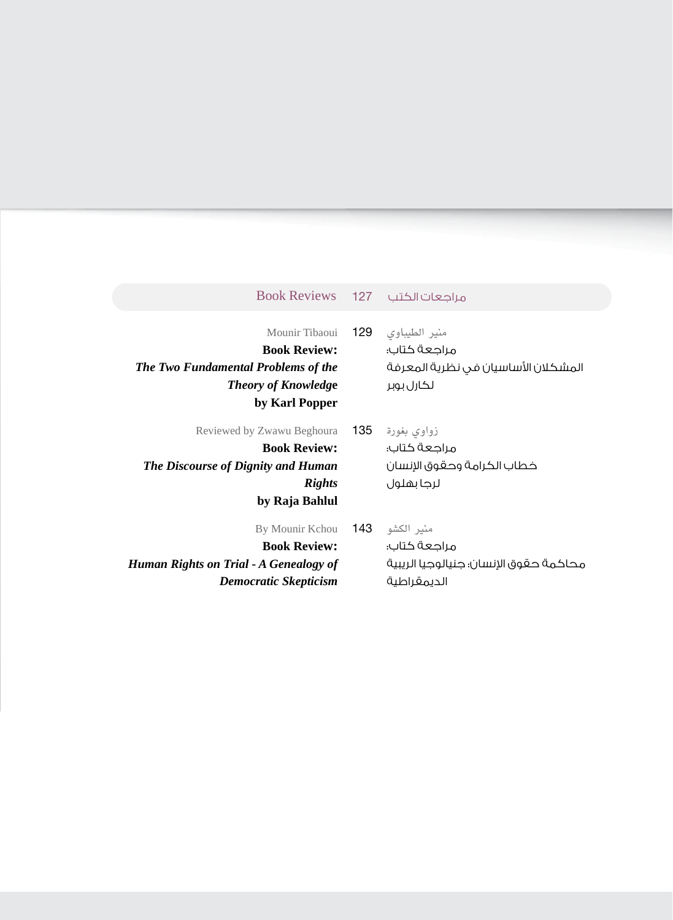## Book Reviews 127 مراجعات الكتب

| | | |
|---|---|---|
| Mounir Tibaoui<br>**Book Review:**<br>***The Two Fundamental Problems of the Theory of Knowledge*** **by Karl Popper** | 129 | منير الطيباوي<br>مراجعة كتاب:<br>المشكلان الأساسيان في نظرية المعرفة لكارل بوبر |
| Reviewed by Zwawu Beghoura<br>**Book Review:**<br>***The Discourse of Dignity and Human Rights*** **by Raja Bahlul** | 135 | زواوي بغورة<br>مراجعة كتاب:<br>خطاب الكرامة وحقوق الإنسان لرجا بهلول |
| By Mounir Kchou<br>**Book Review:**<br>***Human Rights on Trial - A Genealogy of Democratic Skepticism*** | 143 | منير الكشو<br>مراجعة كتاب:<br>محاكمة حقوق الإنسان: جنيالوجيا الريبية الديمقراطية |